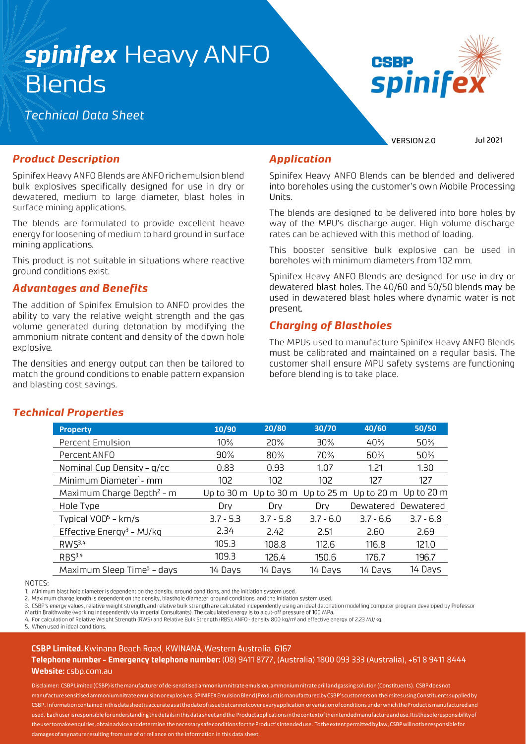# *spinifex* Heavy ANFO Blends

*Technical Data Sheet*

VERSION 2.0 Jul 2021

## *Product Description*

Spinifex Heavy ANFO Blends are ANFO rich emulsion blend bulk explosives specifically designed for use in dry or dewatered, medium to large diameter, blast holes in surface mining applications.

The blends are formulated to provide excellent heave energy for loosening of medium to hard ground in surface mining applications.

This product is not suitable in situations where reactive ground conditions exist.

## *Advantages and Benefits*

The addition of Spinifex Emulsion to ANFO provides the ability to vary the relative weight strength and the gas volume generated during detonation by modifying the ammonium nitrate content and density of the down hole explosive.

The densities and energy output can then be tailored to match the ground conditions to enable pattern expansion and blasting cost savings.

## *Application*

Spinifex Heavy ANFO Blends can be blended and delivered into boreholes using the customer's own Mobile Processing Units.

The blends are designed to be delivered into bore holes by way of the MPU's discharge auger. High volume discharge rates can be achieved with this method of loading.

This booster sensitive bulk explosive can be used in boreholes with minimum diameters from 102 mm.

Spinifex Heavy ANFO Blends are designed for use in dry or dewatered blast holes. The 40/60 and 50/50 blends may be used in dewatered blast holes where dynamic water is not present.

## *Charging of Blastholes*

The MPUs used to manufacture Spinifex Heavy ANFO Blends must be calibrated and maintained on a regular basis. The customer shall ensure MPU safety systems are functioning before blending is to take place.

## *Technical Properties*

| Property | 10/90 | 20/80 | 30/70 | 40/60 | 50/50 |
|---|---|---|---|---|---|
| Percent Emulsion | 10% | 20% | 30% | 40% | 50% |
| Percent ANFO | 90% | 80% | 70% | 60% | 50% |
| Nominal Cup Density - g/cc | 0.83 | 0.93 | 1.07 | 1.21 | 1.30 |
| Minimum Diameter[1] - mm | 102 | 102 | 102 | 127 | 127 |
| Maximum Charge Depth[2] - m | Up to 30 m | Up to 30 m | Up to 25 m | Up to 20 m | Up to 20 m |
| Hole Type | Dry | Dry | Dry | Dewatered | Dewatered |
| Typical VOD[5] - km/s | 3.7 - 5.3 | 3.7 - 5.8 | 3.7 - 6.0 | 3.7 - 6.6 | 3.7 - 6.8 |
| Effective Energy[3] - MJ/kg | 2.34 | 2.42 | 2.51 | 2.60 | 2.69 |
| RWS[3,4] | 105.3 | 108.8 | 112.6 | 116.8 | 121.0 |
| RBS[3,4] | 109.3 | 126.4 | 150.6 | 176.7 | 196.7 |
| Maximum Sleep Time[5] - days | 14 Days | 14 Days | 14 Days | 14 Days | 14 Days |

NOTES:

1. Minimum blast hole diameter is dependent on the density, ground conditions, and the initiation system used.
2. Maximum charge length is dependent on the density, blasthole diameter, ground conditions, and the initiation system used.
3. CSBP's energy values, relative weight strength, and relative bulk strength are calculated independently using an ideal detonation modelling computer program developed by Professor Martin Braithwaite (working independently via Imperial Consultants). The calculated energy is to a cut-off pressure of 100 MPa.
4. For calculation of Relative Weight Strength (RWS) and Relative Bulk Strength (RBS); ANFO - density 800 kg/m³ and effective energy of 2.23 MJ/kg.
5. When used in ideal conditions.

**CSBP Limited.** Kwinana Beach Road, KWINANA, Western Australia, 6167

**Telephone number - Emergency telephone number:** (08) 9411 8777, (Australia) 1800 093 333 (Australia), +61 8 9411 8444

**Website:** csbp.com.au

Disclaimer: CSBP Limited (CSBP) is the manufacturer of de-sensitised ammonium nitrate emulsion, ammonium nitrate prill and gassing solution (Constituents). CSBP does not manufacture sensitised ammonium nitrate emulsion or explosives. SPINIFEX Emulsion Blend (Product) is manufactured by CSBP's customers on their sites using Constituents supplied by CSBP. Information contained in this data sheet is accurate as at the date of issue but cannot cover every application or variation of conditions under which the Product is manufactured and used. Each user is responsible for understanding the details in this data sheet and the Product applications in the context of the intended manufacture and use. It is the sole responsibility of the user to make enquiries, obtain advice and determine the necessary safe conditions for the Product's intended use. To the extent permitted by law, CSBP will not be responsible for damages of any nature resulting from use of or reliance on the information in this data sheet.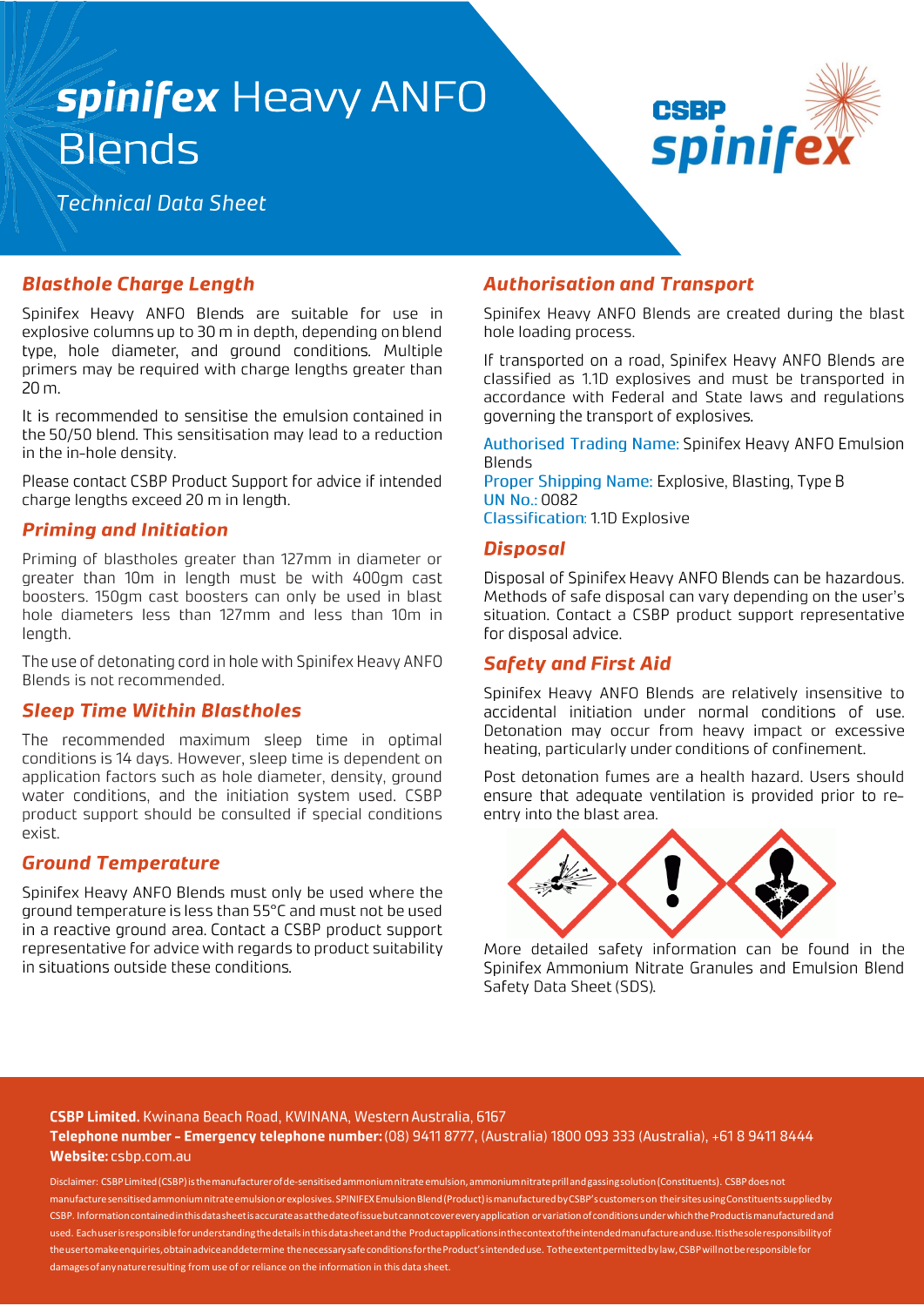# *spinifex* Heavy ANFO Blends

*Technical Data Sheet*

## Blasthole Charge Length

Spinifex Heavy ANFO Blends are suitable for use in explosive columns up to 30 m in depth, depending on blend type, hole diameter, and ground conditions. Multiple primers may be required with charge lengths greater than 20 m.

It is recommended to sensitise the emulsion contained in the 50/50 blend. This sensitisation may lead to a reduction in the in-hole density.

Please contact CSBP Product Support for advice if intended charge lengths exceed 20 m in length.

## Priming and Initiation

Priming of blastholes greater than 127mm in diameter or greater than 10m in length must be with 400gm cast boosters. 150gm cast boosters can only be used in blast hole diameters less than 127mm and less than 10m in length.

The use of detonating cord in hole with Spinifex Heavy ANFO Blends is not recommended.

## Sleep Time Within Blastholes

The recommended maximum sleep time in optimal conditions is 14 days. However, sleep time is dependent on application factors such as hole diameter, density, ground water conditions, and the initiation system used. CSBP product support should be consulted if special conditions exist.

## Ground Temperature

Spinifex Heavy ANFO Blends must only be used where the ground temperature is less than 55°C and must not be used in a reactive ground area. Contact a CSBP product support representative for advice with regards to product suitability in situations outside these conditions.

## Authorisation and Transport

Spinifex Heavy ANFO Blends are created during the blast hole loading process.

If transported on a road, Spinifex Heavy ANFO Blends are classified as 1.1D explosives and must be transported in accordance with Federal and State laws and regulations governing the transport of explosives.

Authorised Trading Name: Spinifex Heavy ANFO Emulsion Blends
Proper Shipping Name: Explosive, Blasting, Type B
UN No.: 0082
Classification: 1.1D Explosive

## Disposal

Disposal of Spinifex Heavy ANFO Blends can be hazardous. Methods of safe disposal can vary depending on the user's situation. Contact a CSBP product support representative for disposal advice.

## Safety and First Aid

Spinifex Heavy ANFO Blends are relatively insensitive to accidental initiation under normal conditions of use. Detonation may occur from heavy impact or excessive heating, particularly under conditions of confinement.

Post detonation fumes are a health hazard. Users should ensure that adequate ventilation is provided prior to re-entry into the blast area.

More detailed safety information can be found in the Spinifex Ammonium Nitrate Granules and Emulsion Blend Safety Data Sheet (SDS).

**CSBP Limited.** Kwinana Beach Road, KWINANA, Western Australia, 6167
**Telephone number – Emergency telephone number:** (08) 9411 8777, (Australia) 1800 093 333 (Australia), +61 8 9411 8444
**Website:** csbp.com.au

Disclaimer: CSBP Limited (CSBP) is the manufacturer of de-sensitised ammonium nitrate emulsion, ammonium nitrate prill and gassing solution (Constituents). CSBP does not manufacture sensitised ammonium nitrate emulsion or explosives. SPINIFEX Emulsion Blend (Product) is manufactured by CSBP's customers on their sites using Constituents supplied by CSBP. Information contained in this data sheet is accurate as at the date of issue but cannot cover every application or variation of conditions under which the Product is manufactured and used. Each user is responsible for understanding the details in this data sheet and the Product applications in the context of the intended manufacture and use. It is the sole responsibility of the user to make enquiries, obtain advice and determine the necessary safe conditions for the Product's intended use. To the extent permitted by law, CSBP will not be responsible for damages of any nature resulting from use of or reliance on the information in this data sheet.